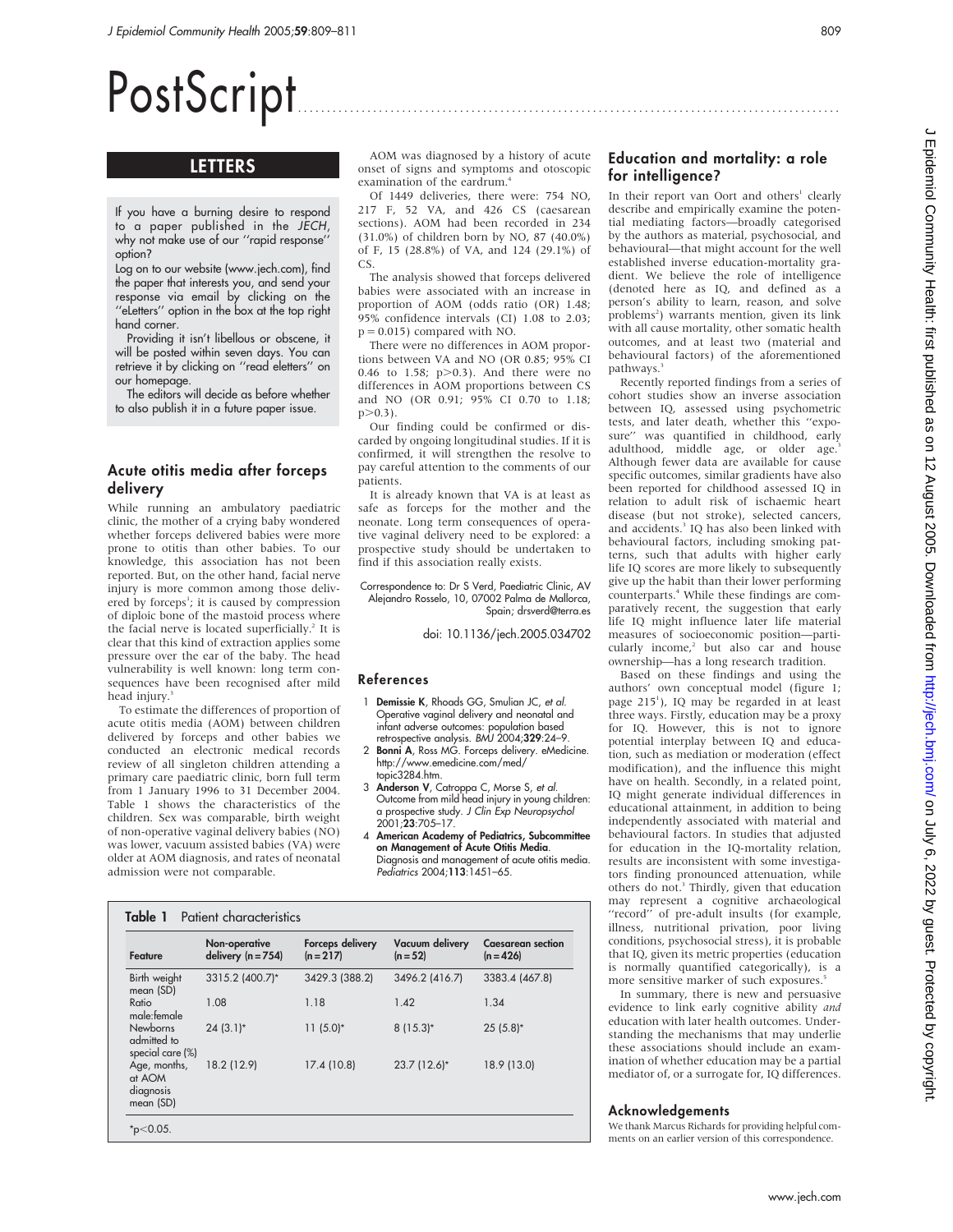# PostScript

## LETTERS

If you have a burning desire to respond to a paper published in the *JECH*, why not make use of our ''rapid response'' option?

Log on to our website (www.jech.com), find the paper that interests you, and send your response via email by clicking on the ''eLetters'' option in the box at the top right hand corner.

Providing it isn't libellous or obscene, it will be posted within seven days. You can retrieve it by clicking on ''read eletters'' on our homepage.

The editors will decide as before whether to also publish it in a future paper issue.

### Acute otitis media after forceps delivery

While running an ambulatory paediatric clinic, the mother of a crying baby wondered whether forceps delivered babies were more prone to otitis than other babies. To our knowledge, this association has not been reported. But, on the other hand, facial nerve injury is more common among those delivered by forceps[1]; it is caused by compression of diploic bone of the mastoid process where the facial nerve is located superficially.[2] It is clear that this kind of extraction applies some pressure over the ear of the baby. The head vulnerability is well known: long term consequences have been recognised after mild head injury.[3]

To estimate the differences of proportion of acute otitis media (AOM) between children delivered by forceps and other babies we conducted an electronic medical records review of all singleton children attending a primary care paediatric clinic, born full term from 1 January 1996 to 31 December 2004. Table 1 shows the characteristics of the children. Sex was comparable, birth weight of non-operative vaginal delivery babies (NO) was lower, vacuum assisted babies (VA) were older at AOM diagnosis, and rates of neonatal admission were not comparable.

**Table 1** Patient characteristics

| Feature | Non-operative delivery (n = 754) | Forceps delivery (n = 217) | Vacuum delivery (n = 52) | Caesarean section (n = 426) |
|---|---|---|---|---|
| Birth weight mean (SD) | 3315.2 (400.7)* | 3429.3 (388.2) | 3496.2 (416.7) | 3383.4 (467.8) |
| Ratio male:female | 1.08 | 1.18 | 1.42 | 1.34 |
| Newborns admitted to special care (%) | 24 (3.1)* | 11 (5.0)* | 8 (15.3)* | 25 (5.8)* |
| Age, months, at AOM diagnosis mean (SD) | 18.2 (12.9) | 17.4 (10.8) | 23.7 (12.6)* | 18.9 (13.0) |

*$p<0.05$.

AOM was diagnosed by a history of acute onset of signs and symptoms and otoscopic examination of the eardrum.[4]

Of 1449 deliveries, there were: 754 NO, 217 F, 52 VA, and 426 CS (caesarean sections). AOM had been recorded in 234 (31.0%) of children born by NO, 87 (40.0%) of F, 15 (28.8%) of VA, and 124 (29.1%) of CS.

The analysis showed that forceps delivered babies were associated with an increase in proportion of AOM (odds ratio (OR) 1.48; 95% confidence intervals (CI) 1.08 to 2.03; $p = 0.015$) compared with NO.

There were no differences in AOM proportions between VA and NO (OR 0.85; 95% CI 0.46 to 1.58; $p>0.3$). And there were no differences in AOM proportions between CS and NO (OR 0.91; 95% CI 0.70 to 1.18; $p>0.3$).

Our finding could be confirmed or discarded by ongoing longitudinal studies. If it is confirmed, it will strengthen the resolve to pay careful attention to the comments of our patients.

It is already known that VA is at least as safe as forceps for the mother and the neonate. Long term consequences of operative vaginal delivery need to be explored: a prospective study should be undertaken to find if this association really exists.

Correspondence to: Dr S Verd, Paediatric Clinic, AV Alejandro Rosselo, 10, 07002 Palma de Mallorca, Spain; drsverd@terra.es

doi: 10.1136/jech.2005.034702

#### References

1. **Demissie K**, Rhoads GG, Smulian JC, *et al.* Operative vaginal delivery and neonatal and infant adverse outcomes: population based retrospective analysis. *BMJ* 2004;**329**:24–9.
2. **Bonni A**, Ross MG. Forceps delivery. eMedicine. http://www.emedicine.com/med/topic3284.htm.
3. **Anderson V**, Catroppa C, Morse S, *et al.* Outcome from mild head injury in young children: a prospective study. *J Clin Exp Neuropsychol* 2001;**23**:705–17.
4. **American Academy of Pediatrics, Subcommittee on Management of Acute Otitis Media.** Diagnosis and management of acute otitis media. *Pediatrics* 2004;**113**:1451–65.

### Education and mortality: a role for intelligence?

In their report van Oort and others[1] clearly describe and empirically examine the potential mediating factors—broadly categorised by the authors as material, psychosocial, and behavioural—that might account for the well established inverse education-mortality gradient. We believe the role of intelligence (denoted here as IQ, and defined as a person's ability to learn, reason, and solve problems[2]) warrants mention, given its link with all cause mortality, other somatic health outcomes, and at least two (material and behavioural factors) of the aforementioned pathways.[3]

Recently reported findings from a series of cohort studies show an inverse association between IQ, assessed using psychometric tests, and later death, whether this ''exposure'' was quantified in childhood, early adulthood, middle age, or older age.[3] Although fewer data are available for cause specific outcomes, similar gradients have also been reported for childhood assessed IQ in relation to adult risk of ischaemic heart disease (but not stroke), selected cancers, and accidents.[3] IQ has also been linked with behavioural factors, including smoking patterns, such that adults with higher early life IQ scores are more likely to subsequently give up the habit than their lower performing counterparts.[4] While these findings are comparatively recent, the suggestion that early life IQ might influence later life material measures of socioeconomic position—particularly income,[2] but also car and house ownership—has a long research tradition.

Based on these findings and using the authors' own conceptual model (figure 1; page 215[1]), IQ may be regarded in at least three ways. Firstly, education may be a proxy for IQ. However, this is not to ignore potential interplay between IQ and education, such as mediation or moderation (effect modification), and the influence this might have on health. Secondly, in a related point, IQ might generate individual differences in educational attainment, in addition to being independently associated with material and behavioural factors. In studies that adjusted for education in the IQ-mortality relation, results are inconsistent with some investigators finding pronounced attenuation, while others do not.[3] Thirdly, given that education may represent a cognitive archaeological ''record'' of pre-adult insults (for example, illness, nutritional privation, poor living conditions, psychosocial stress), it is probable that IQ, given its metric properties (education is normally quantified categorically), is a more sensitive marker of such exposures.[5]

In summary, there is new and persuasive evidence to link early cognitive ability *and* education with later health outcomes. Understanding the mechanisms that may underlie these associations should include an examination of whether education may be a partial mediator of, or a surrogate for, IQ differences.

#### Acknowledgements

We thank Marcus Richards for providing helpful comments on an earlier version of this correspondence.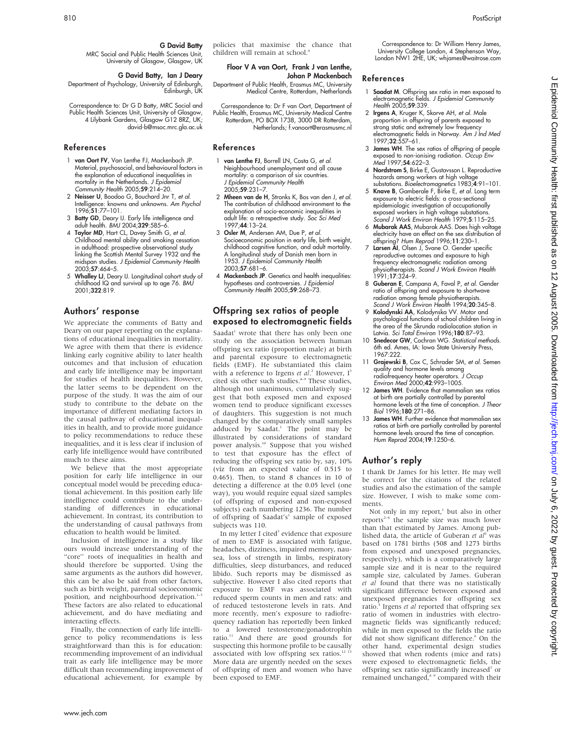**G David Batty**

MRC Social and Public Health Sciences Unit, University of Glasgow, Glasgow, UK

**G David Batty, Ian J Deary**

Department of Psychology, University of Edinburgh, Edinburgh, UK

Correspondence to: Dr G D Batty, MRC Social and Public Health Sciences Unit, University of Glasgow, 4 Lilybank Gardens, Glasgow G12 8RZ, UK; david-b@msoc.mrc.gla.ac.uk

### References

1. **van Oort FV**, Van Lenthe FJ, Mackenbach JP. Material, psychosocial, and behavioural factors in the explanation of educational inequalities in mortality in the Netherlands. *J Epidemiol Community Health* 2005;**59**:214–20.
2. **Neisser U**, Boodoo G, Bouchard Jnr T, *et al*. Intelligence: knowns and unknowns. *Am Psychol* 1996;**51**:77–101.
3. **Batty GD**, Deary IJ. Early life intelligence and adult health. *BMJ* 2004;**329**:585–6.
4. **Taylor MD**, Hart CL, Davey Smith G, *et al*. Childhood mental ability and smoking cessation in adulthood: prospective observational study linking the Scottish Mental Survey 1932 and the midspan studies. *J Epidemiol Community Health* 2003;**57**:464–5.
5. **Whalley LJ**, Deary IJ. Longitudinal cohort study of childhood IQ and survival up to age 76. *BMJ* 2001;**322**:819.

## Authors' response

We appreciate the comments of Batty and Deary on our paper reporting on the explanations of educational inequalities in mortality. We agree with them that there is evidence linking early cognitive ability to later health outcomes and that inclusion of education and early life intelligence may be important for studies of health inequalities. However, the latter seems to be dependent on the purpose of the study. It was the aim of our study to contribute to the debate on the importance of different mediating factors in the causal pathway of educational inequalities in health, and to provide more guidance for policy recommendations to reduce these inequalities, and it is less clear if inclusion of early life intelligence would have contributed much to these aims.

We believe that the most appropriate position for early life intelligence in our conceptual model would be preceding educational achievement. In this position early life intelligence could contribute to the understanding of differences in educational achievement. In contrast, its contribution to the understanding of causal pathways from education to health would be limited.

Inclusion of intelligence in a study like ours would increase understanding of the "core" roots of inequalities in health and should therefore be supported. Using the same arguments as the authors did however, this can be also be said from other factors, such as birth weight, parental socioeconomic position, and neighbourhood deprivation.[1–3] These factors are also related to educational achievement, and do have mediating and interacting effects.

Finally, the connection of early life intelligence to policy recommendations is less straightforward than this is for education: recommending improvement of an individual trait as early life intelligence may be more difficult than recommending improvement of educational achievement, for example by policies that maximise the chance that children will remain at school.[4]

**Floor V A van Oort, Frank J van Lenthe, Johan P Mackenbach**

Department of Public Health, Erasmus MC, University Medical Centre, Rotterdam, Netherlands

Correspondence to: Dr F van Oort, Department of Public Health, Erasmus MC, University Medical Centre Rotterdam, PO BOX 1738, 3000 DR Rotterdam, Netherlands; f.vanoort@erasmusmc.nl

### References

1. **van Lenthe FJ**, Borrell LN, Costa G, *et al*. Neighbourhood unemployment and all cause mortality: a comparison of six countries. *J Epidemiol Community Health* 2005;**59**:231–7.
2. **Mheen van de H**, Stronks K, Bos van den J, *et al*. The contribution of childhood environment to the explanation of socio-economic inequalities in adult life: a retrospective study. *Soc Sci Med* 1997;**44**:13–24.
3. **Osler M**, Andersen AM, Due P, *et al*. Socioeconomic position in early life, birth weight, childhood cognitive function, and adult mortality. A longitudinal study of Danish men born in 1953. *J Epidemiol Community Health* 2003;**57**:681–6.
4. **Mackenbach JP**. Genetics and health inequalities: hypotheses and controversies. *J Epidemiol Community Health* 2005;**59**:268–73.

## Offspring sex ratios of people exposed to electromagnetic fields

Saadat[1] wrote that there has only been one study on the association between human offspring sex ratio (proportion male) at birth and parental exposure to electromagnetic fields (EMF). He substantiated this claim with a reference to Irgens *et al*.[2] However, I[3] cited six other such studies.[4–9] These studies, although not unanimous, cumulatively suggest that both exposed men and exposed women tend to produce significant excesses of daughters. This suggestion is not much changed by the comparatively small samples adduced by Saadat.[1] The point may be illustrated by considerations of standard power analysis.[10] Suppose that you wished to test that exposure has the effect of reducing the offspring sex ratio by, say, 10% (viz from an expected value of 0.515 to 0.465). Then, to stand 8 chances in 10 of detecting a difference at the 0.05 level (one way), you would require equal sized samples (of offspring of exposed and non-exposed subjects) each numbering 1236. The number of offspring of Saadat's[1] sample of exposed subjects was 110.

In my letter I cited[3] evidence that exposure of men to EMF is associated with fatigue, headaches, dizziness, impaired memory, nausea, loss of strength in limbs, respiratory difficulties, sleep disturbances, and reduced libido. Such reports may be dismissed as subjective. However I also cited reports that exposure to EMF was associated with reduced sperm counts in men and rats: and of reduced testosterone levels in rats. And more recently, men's exposure to radiofrequency radiation has reportedly been linked to a lowered testosterone/gonadotrophin ratio.[11] And there are good grounds for suspecting this hormone profile to be causally associated with low offspring sex ratios.[12 13] More data are urgently needed on the sexes of offspring of men and women who have been exposed to EMF.

Correspondence to: Dr William Henry James, University College London, 4 Stephenson Way, London NW1 2HE, UK; whjames@waitrose.com

### References

1. **Saadat M**. Offspring sex ratio in men exposed to electromagnetic fields. *J Epidemiol Community Health* 2005;**59**:339.
2. **Irgens A**, Kruger K, Skorve AH, *et al*. Male proportion in offspring of parents exposed to strong static and extremely low frequency electromagnetic fields in Norway. *Am J Ind Med* 1997;**32**:557–61.
3. **James WH**. The sex ratios of offspring of people exposed to non-ionising radiation. *Occup Env Med* 1997;**54**:622–3.
4. **Nordstrom S**, Birke E, Gustavsson L. Reproductive hazards among workers at high voltage substations. *Bioelectromagnetics* 1983;**4**:91–101.
5. **Knave B**, Gamberale F, Birke E, *et al*. Long term exposure to electric fields: a cross-sectional epidemiologic investigation of occupationally exposed workers in high voltage substations. *Scand J Work Environ Health* 1979;**5**:115–25.
6. **Mubarak AAS**, Mubarak AAS. Does high voltage electricity have an effect on the sex distribution of offspring? *Hum Reprod* 1996;**11**:230–1.
7. **Larsen AI**, Olsen J, Svane O. Gender specific reproductive outcomes and exposure to high frequency electromagnetic radiation among physiotherapists. *Scand J Work Environ Health* 1991;**17**:324–9.
8. **Guberan E**, Campana A, Faval P, *et al*. Gender ratio of offspring and exposure to shortwave radiation among female physiotherapists. *Scand J Work Environ Health* 1994;**20**:345–8.
9. **Kolodynski AA**, Kolodynska VV. Motor and psychological functions of school children living in the area of the Skrunda radiolocation station in Latvia. *Sci Total Environ* 1996;**180**:87–93.
10. **Snedecor GW**, Cochran WG. *Statistical methods*. 6th ed. Ames, IA: Iowa State University Press, 1967:222.
11. **Grajewski B**, Cox C, Schrader SM, *et al*. Semen quality and hormone levels among radiofrequency heater operators. *J Occup Environ Med* 2000;**42**:993–1005.
12. **James WH**. Evidence that mammalian sex ratios at birth are partially controlled by parental hormone levels at the time of conception. *J Theor Biol* 1996;**180**:271–86.
13. **James WH**. Further evidence that mammalian sex ratios at birth are partially controlled by parental hormone levels around the time of conception. *Hum Reprod* 2004;**19**:1250–6.

## Author's reply

I thank Dr James for his letter. He may well be correct for the citations of the related studies and also the estimation of the sample size. However, I wish to make some comments.

Not only in my report,[1] but also in other reports[2–4] the sample size was much lower than that estimated by James. Among published data, the article of Guberan *et al*[5] was based on 1781 births (508 and 1273 births from exposed and unexposed pregnancies, respectively), which is a comparatively large sample size and it is near to the required sample size, calculated by James. Guberan *et al* found that there was no statistically significant difference between exposed and unexposed pregnancies for offspring sex ratio.[5] Irgens *et al* reported that offspring sex ratio of women in industries with electromagnetic fields was significantly reduced; while in men exposed to the fields the ratio did not show significant difference.[6] On the other hand, experimental design studies showed that when rodents (mice and rats) were exposed to electromagnetic fields, the offspring sex ratio significantly increased[7] or remained unchanged,[8 9] compared with their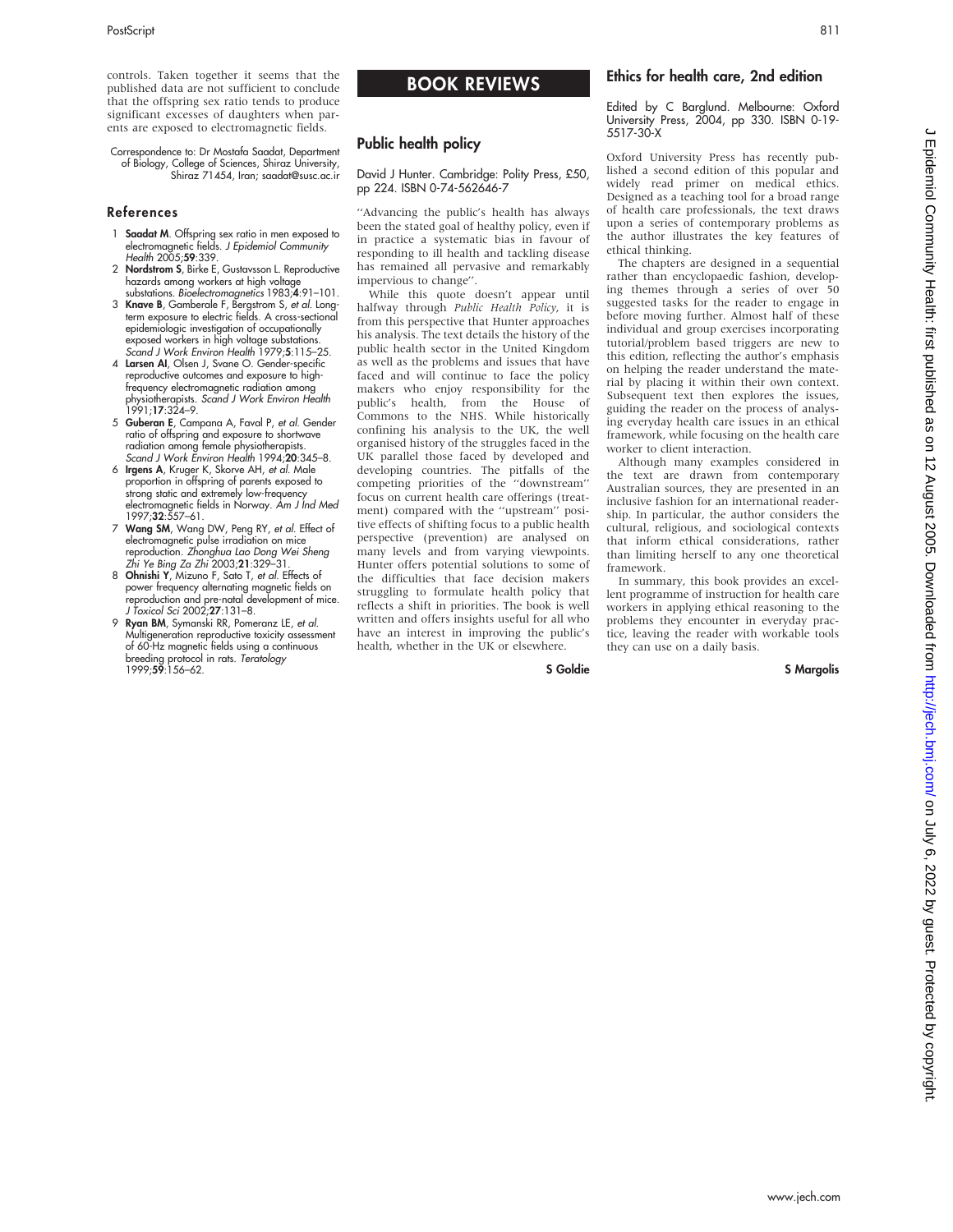controls. Taken together it seems that the published data are not sufficient to conclude that the offspring sex ratio tends to produce significant excesses of daughters when parents are exposed to electromagnetic fields.

Correspondence to: Dr Mostafa Saadat, Department of Biology, College of Sciences, Shiraz University, Shiraz 71454, Iran; saadat@susc.ac.ir

## References

1. **Saadat M**. Offspring sex ratio in men exposed to electromagnetic fields. *J Epidemiol Community Health* 2005;**59**:339.
2. **Nordstrom S**, Birke E, Gustavsson L. Reproductive hazards among workers at high voltage substations. *Bioelectromagnetics* 1983;**4**:91–101.
3. **Knave B**, Gamberale F, Bergstrom S, *et al*. Long-term exposure to electric fields. A cross-sectional epidemiologic investigation of occupationally exposed workers in high voltage substations. *Scand J Work Environ Health* 1979;**5**:115–25.
4. **Larsen AI**, Olsen J, Svane O. Gender-specific reproductive outcomes and exposure to high-frequency electromagnetic radiation among physiotherapists. *Scand J Work Environ Health* 1991;**17**:324–9.
5. **Guberan E**, Campana A, Faval P, *et al*. Gender ratio of offspring and exposure to shortwave radiation among female physiotherapists. *Scand J Work Environ Health* 1994;**20**:345–8.
6. **Irgens A**, Kruger K, Skorve AH, *et al*. Male proportion in offspring of parents exposed to strong static and extremely low-frequency electromagnetic fields in Norway. *Am J Ind Med* 1997;**32**:557–61.
7. **Wang SM**, Wang DW, Peng RY, *et al*. Effect of electromagnetic pulse irradiation on mice reproduction. *Zhonghua Lao Dong Wei Sheng Zhi Ye Bing Za Zhi* 2003;**21**:329–31.
8. **Ohnishi Y**, Mizuno F, Sato T, *et al*. Effects of power frequency alternating magnetic fields on reproduction and pre-natal development of mice. *J Toxicol Sci* 2002;**27**:131–8.
9. **Ryan BM**, Symanski RR, Pomeranz LE, *et al*. Multigeneration reproductive toxicity assessment of 60-Hz magnetic fields using a continuous breeding protocol in rats. *Teratology* 1999;**59**:156–62.

# BOOK REVIEWS

## Public health policy

David J Hunter. Cambridge: Polity Press, £50, pp 224. ISBN 0-74-562646-7

"Advancing the public's health has always been the stated goal of healthy policy, even if in practice a systematic bias in favour of responding to ill health and tackling disease has remained all pervasive and remarkably impervious to change".

While this quote doesn't appear until halfway through *Public Health Policy*, it is from this perspective that Hunter approaches his analysis. The text details the history of the public health sector in the United Kingdom as well as the problems and issues that have faced and will continue to face the policy makers who enjoy responsibility for the public's health, from the House of Commons to the NHS. While historically confining his analysis to the UK, the well organised history of the struggles faced in the UK parallel those faced by developed and developing countries. The pitfalls of the competing priorities of the "downstream" focus on current health care offerings (treatment) compared with the "upstream" positive effects of shifting focus to a public health perspective (prevention) are analysed on many levels and from varying viewpoints. Hunter offers potential solutions to some of the difficulties that face decision makers struggling to formulate health policy that reflects a shift in priorities. The book is well written and offers insights useful for all who have an interest in improving the public's health, whether in the UK or elsewhere.

**S Goldie**

## Ethics for health care, 2nd edition

Edited by C Barglund. Melbourne: Oxford University Press, 2004, pp 330. ISBN 0-19-5517-30-X

Oxford University Press has recently published a second edition of this popular and widely read primer on medical ethics. Designed as a teaching tool for a broad range of health care professionals, the text draws upon a series of contemporary problems as the author illustrates the key features of ethical thinking.

The chapters are designed in a sequential rather than encyclopaedic fashion, developing themes through a series of over 50 suggested tasks for the reader to engage in before moving further. Almost half of these individual and group exercises incorporating tutorial/problem based triggers are new to this edition, reflecting the author's emphasis on helping the reader understand the material by placing it within their own context. Subsequent text then explores the issues, guiding the reader on the process of analysing everyday health care issues in an ethical framework, while focusing on the health care worker to client interaction.

Although many examples considered in the text are drawn from contemporary Australian sources, they are presented in an inclusive fashion for an international readership. In particular, the author considers the cultural, religious, and sociological contexts that inform ethical considerations, rather than limiting herself to any one theoretical framework.

In summary, this book provides an excellent programme of instruction for health care workers in applying ethical reasoning to the problems they encounter in everyday practice, leaving the reader with workable tools they can use on a daily basis.

**S Margolis**